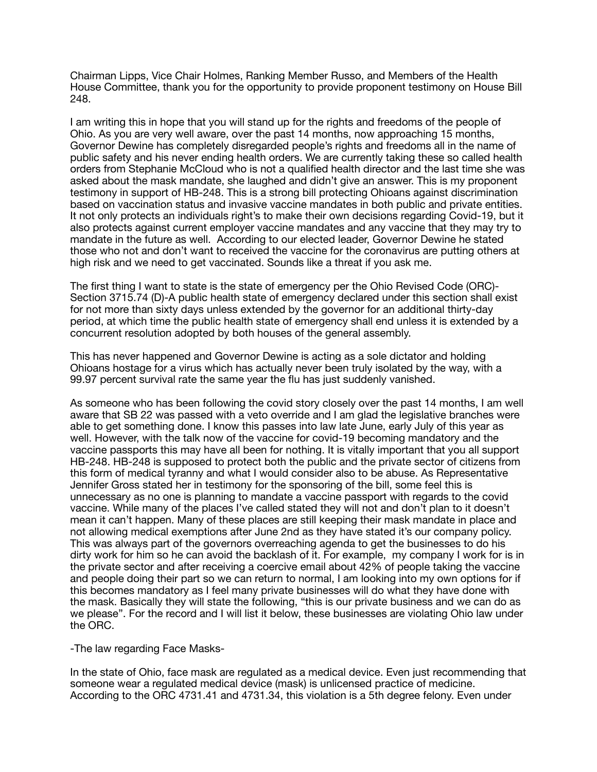Chairman Lipps, Vice Chair Holmes, Ranking Member Russo, and Members of the Health House Committee, thank you for the opportunity to provide proponent testimony on House Bill 248.

I am writing this in hope that you will stand up for the rights and freedoms of the people of Ohio. As you are very well aware, over the past 14 months, now approaching 15 months, Governor Dewine has completely disregarded people's rights and freedoms all in the name of public safety and his never ending health orders. We are currently taking these so called health orders from Stephanie McCloud who is not a qualified health director and the last time she was asked about the mask mandate, she laughed and didn't give an answer. This is my proponent testimony in support of HB-248. This is a strong bill protecting Ohioans against discrimination based on vaccination status and invasive vaccine mandates in both public and private entities. It not only protects an individuals right's to make their own decisions regarding Covid-19, but it also protects against current employer vaccine mandates and any vaccine that they may try to mandate in the future as well. According to our elected leader, Governor Dewine he stated those who not and don't want to received the vaccine for the coronavirus are putting others at high risk and we need to get vaccinated. Sounds like a threat if you ask me.

The first thing I want to state is the state of emergency per the Ohio Revised Code (ORC)-Section 3715.74 (D)-A public health state of emergency declared under this section shall exist for not more than sixty days unless extended by the governor for an additional thirty-day period, at which time the public health state of emergency shall end unless it is extended by a concurrent resolution adopted by both houses of the general assembly.

This has never happened and Governor Dewine is acting as a sole dictator and holding Ohioans hostage for a virus which has actually never been truly isolated by the way, with a 99.97 percent survival rate the same year the flu has just suddenly vanished.

As someone who has been following the covid story closely over the past 14 months, I am well aware that SB 22 was passed with a veto override and I am glad the legislative branches were able to get something done. I know this passes into law late June, early July of this year as well. However, with the talk now of the vaccine for covid-19 becoming mandatory and the vaccine passports this may have all been for nothing. It is vitally important that you all support HB-248. HB-248 is supposed to protect both the public and the private sector of citizens from this form of medical tyranny and what I would consider also to be abuse. As Representative Jennifer Gross stated her in testimony for the sponsoring of the bill, some feel this is unnecessary as no one is planning to mandate a vaccine passport with regards to the covid vaccine. While many of the places I've called stated they will not and don't plan to it doesn't mean it can't happen. Many of these places are still keeping their mask mandate in place and not allowing medical exemptions after June 2nd as they have stated it's our company policy. This was always part of the governors overreaching agenda to get the businesses to do his dirty work for him so he can avoid the backlash of it. For example, my company I work for is in the private sector and after receiving a coercive email about 42% of people taking the vaccine and people doing their part so we can return to normal, I am looking into my own options for if this becomes mandatory as I feel many private businesses will do what they have done with the mask. Basically they will state the following, "this is our private business and we can do as we please". For the record and I will list it below, these businesses are violating Ohio law under the ORC.

-The law regarding Face Masks-

In the state of Ohio, face mask are regulated as a medical device. Even just recommending that someone wear a regulated medical device (mask) is unlicensed practice of medicine. According to the ORC 4731.41 and 4731.34, this violation is a 5th degree felony. Even under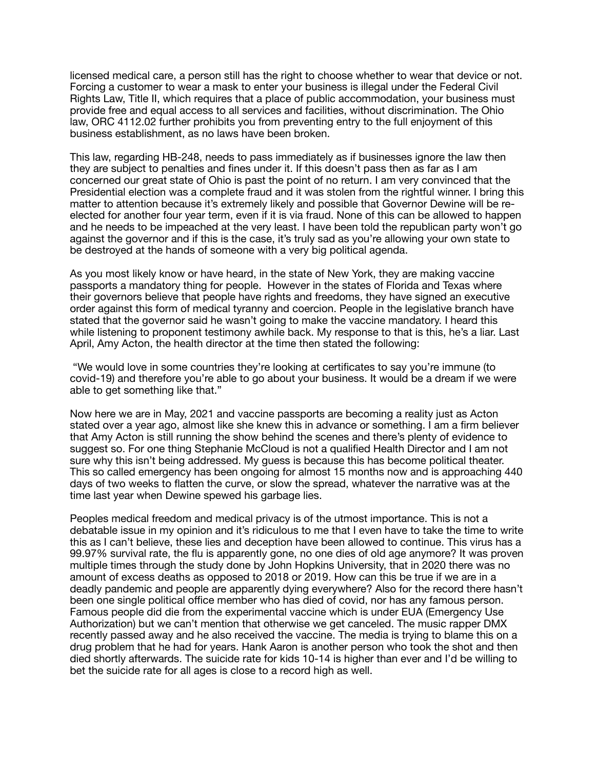licensed medical care, a person still has the right to choose whether to wear that device or not. Forcing a customer to wear a mask to enter your business is illegal under the Federal Civil Rights Law, Title II, which requires that a place of public accommodation, your business must provide free and equal access to all services and facilities, without discrimination. The Ohio law, ORC 4112.02 further prohibits you from preventing entry to the full enjoyment of this business establishment, as no laws have been broken.

This law, regarding HB-248, needs to pass immediately as if businesses ignore the law then they are subject to penalties and fines under it. If this doesn't pass then as far as I am concerned our great state of Ohio is past the point of no return. I am very convinced that the Presidential election was a complete fraud and it was stolen from the rightful winner. I bring this matter to attention because it's extremely likely and possible that Governor Dewine will be re-elected for another four year term, even if it is via fraud. None of this can be allowed to happen and he needs to be impeached at the very least. I have been told the republican party won't go against the governor and if this is the case, it's truly sad as you're allowing your own state to be destroyed at the hands of someone with a very big political agenda.

As you most likely know or have heard, in the state of New York, they are making vaccine passports a mandatory thing for people. However in the states of Florida and Texas where their governors believe that people have rights and freedoms, they have signed an executive order against this form of medical tyranny and coercion. People in the legislative branch have stated that the governor said he wasn't going to make the vaccine mandatory. I heard this while listening to proponent testimony awhile back. My response to that is this, he's a liar. Last April, Amy Acton, the health director at the time then stated the following:

"We would love in some countries they're looking at certificates to say you're immune (to covid-19) and therefore you're able to go about your business. It would be a dream if we were able to get something like that."

Now here we are in May, 2021 and vaccine passports are becoming a reality just as Acton stated over a year ago, almost like she knew this in advance or something. I am a firm believer that Amy Acton is still running the show behind the scenes and there's plenty of evidence to suggest so. For one thing Stephanie McCloud is not a qualified Health Director and I am not sure why this isn't being addressed. My guess is because this has become political theater. This so called emergency has been ongoing for almost 15 months now and is approaching 440 days of two weeks to flatten the curve, or slow the spread, whatever the narrative was at the time last year when Dewine spewed his garbage lies.

Peoples medical freedom and medical privacy is of the utmost importance. This is not a debatable issue in my opinion and it's ridiculous to me that I even have to take the time to write this as I can't believe, these lies and deception have been allowed to continue. This virus has a 99.97% survival rate, the flu is apparently gone, no one dies of old age anymore? It was proven multiple times through the study done by John Hopkins University, that in 2020 there was no amount of excess deaths as opposed to 2018 or 2019. How can this be true if we are in a deadly pandemic and people are apparently dying everywhere? Also for the record there hasn't been one single political office member who has died of covid, nor has any famous person. Famous people did die from the experimental vaccine which is under EUA (Emergency Use Authorization) but we can't mention that otherwise we get canceled. The music rapper DMX recently passed away and he also received the vaccine. The media is trying to blame this on a drug problem that he had for years. Hank Aaron is another person who took the shot and then died shortly afterwards. The suicide rate for kids 10-14 is higher than ever and I'd be willing to bet the suicide rate for all ages is close to a record high as well.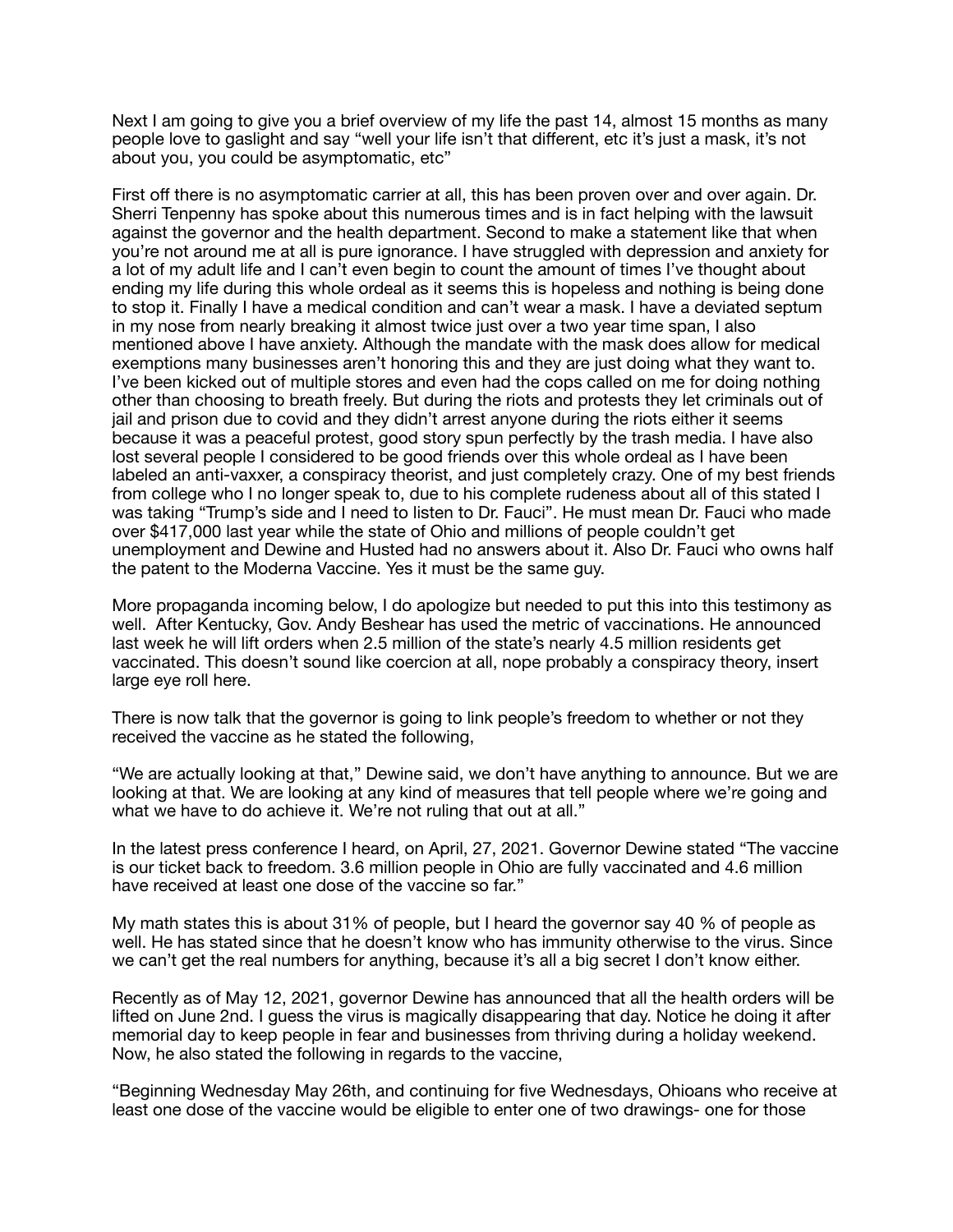Next I am going to give you a brief overview of my life the past 14, almost 15 months as many people love to gaslight and say "well your life isn't that different, etc it's just a mask, it's not about you, you could be asymptomatic, etc"

First off there is no asymptomatic carrier at all, this has been proven over and over again. Dr. Sherri Tenpenny has spoke about this numerous times and is in fact helping with the lawsuit against the governor and the health department. Second to make a statement like that when you're not around me at all is pure ignorance. I have struggled with depression and anxiety for a lot of my adult life and I can't even begin to count the amount of times I've thought about ending my life during this whole ordeal as it seems this is hopeless and nothing is being done to stop it. Finally I have a medical condition and can't wear a mask. I have a deviated septum in my nose from nearly breaking it almost twice just over a two year time span, I also mentioned above I have anxiety. Although the mandate with the mask does allow for medical exemptions many businesses aren't honoring this and they are just doing what they want to. I've been kicked out of multiple stores and even had the cops called on me for doing nothing other than choosing to breath freely. But during the riots and protests they let criminals out of jail and prison due to covid and they didn't arrest anyone during the riots either it seems because it was a peaceful protest, good story spun perfectly by the trash media. I have also lost several people I considered to be good friends over this whole ordeal as I have been labeled an anti-vaxxer, a conspiracy theorist, and just completely crazy. One of my best friends from college who I no longer speak to, due to his complete rudeness about all of this stated I was taking "Trump's side and I need to listen to Dr. Fauci". He must mean Dr. Fauci who made over $417,000 last year while the state of Ohio and millions of people couldn't get unemployment and Dewine and Husted had no answers about it. Also Dr. Fauci who owns half the patent to the Moderna Vaccine. Yes it must be the same guy.

More propaganda incoming below, I do apologize but needed to put this into this testimony as well. After Kentucky, Gov. Andy Beshear has used the metric of vaccinations. He announced last week he will lift orders when 2.5 million of the state's nearly 4.5 million residents get vaccinated. This doesn't sound like coercion at all, nope probably a conspiracy theory, insert large eye roll here.

There is now talk that the governor is going to link people's freedom to whether or not they received the vaccine as he stated the following,

"We are actually looking at that," Dewine said, we don't have anything to announce. But we are looking at that. We are looking at any kind of measures that tell people where we're going and what we have to do achieve it. We're not ruling that out at all."

In the latest press conference I heard, on April, 27, 2021. Governor Dewine stated "The vaccine is our ticket back to freedom. 3.6 million people in Ohio are fully vaccinated and 4.6 million have received at least one dose of the vaccine so far."

My math states this is about 31% of people, but I heard the governor say 40 % of people as well. He has stated since that he doesn't know who has immunity otherwise to the virus. Since we can't get the real numbers for anything, because it's all a big secret I don't know either.

Recently as of May 12, 2021, governor Dewine has announced that all the health orders will be lifted on June 2nd. I guess the virus is magically disappearing that day. Notice he doing it after memorial day to keep people in fear and businesses from thriving during a holiday weekend. Now, he also stated the following in regards to the vaccine,

"Beginning Wednesday May 26th, and continuing for five Wednesdays, Ohioans who receive at least one dose of the vaccine would be eligible to enter one of two drawings- one for those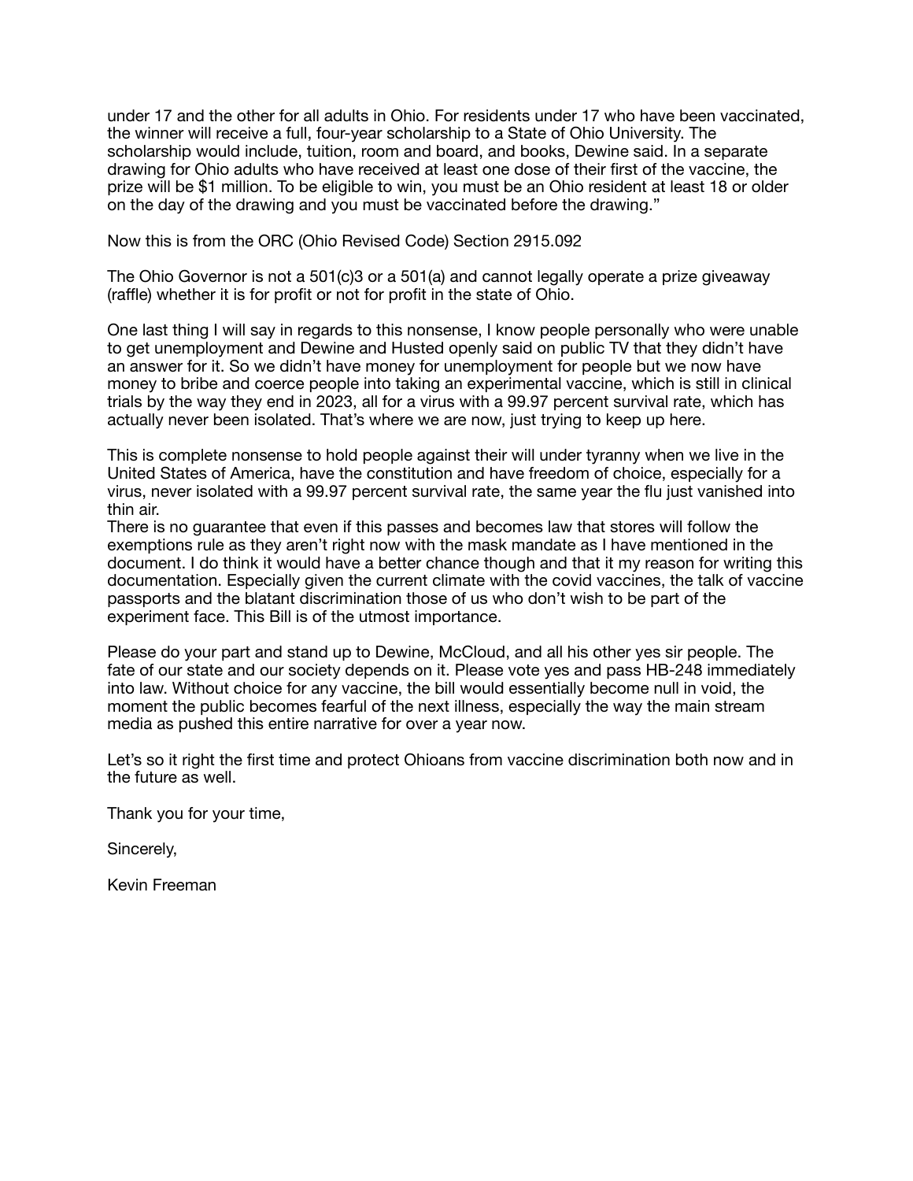under 17 and the other for all adults in Ohio. For residents under 17 who have been vaccinated, the winner will receive a full, four-year scholarship to a State of Ohio University. The scholarship would include, tuition, room and board, and books, Dewine said. In a separate drawing for Ohio adults who have received at least one dose of their first of the vaccine, the prize will be $1 million. To be eligible to win, you must be an Ohio resident at least 18 or older on the day of the drawing and you must be vaccinated before the drawing."

Now this is from the ORC (Ohio Revised Code) Section 2915.092

The Ohio Governor is not a 501(c)3 or a 501(a) and cannot legally operate a prize giveaway (raffle) whether it is for profit or not for profit in the state of Ohio.

One last thing I will say in regards to this nonsense, I know people personally who were unable to get unemployment and Dewine and Husted openly said on public TV that they didn't have an answer for it. So we didn't have money for unemployment for people but we now have money to bribe and coerce people into taking an experimental vaccine, which is still in clinical trials by the way they end in 2023, all for a virus with a 99.97 percent survival rate, which has actually never been isolated. That's where we are now, just trying to keep up here.

This is complete nonsense to hold people against their will under tyranny when we live in the United States of America, have the constitution and have freedom of choice, especially for a virus, never isolated with a 99.97 percent survival rate, the same year the flu just vanished into thin air.
There is no guarantee that even if this passes and becomes law that stores will follow the exemptions rule as they aren't right now with the mask mandate as I have mentioned in the document. I do think it would have a better chance though and that it my reason for writing this documentation. Especially given the current climate with the covid vaccines, the talk of vaccine passports and the blatant discrimination those of us who don't wish to be part of the experiment face. This Bill is of the utmost importance.

Please do your part and stand up to Dewine, McCloud, and all his other yes sir people. The fate of our state and our society depends on it. Please vote yes and pass HB-248 immediately into law. Without choice for any vaccine, the bill would essentially become null in void, the moment the public becomes fearful of the next illness, especially the way the main stream media as pushed this entire narrative for over a year now.

Let's so it right the first time and protect Ohioans from vaccine discrimination both now and in the future as well.

Thank you for your time,

Sincerely,

Kevin Freeman